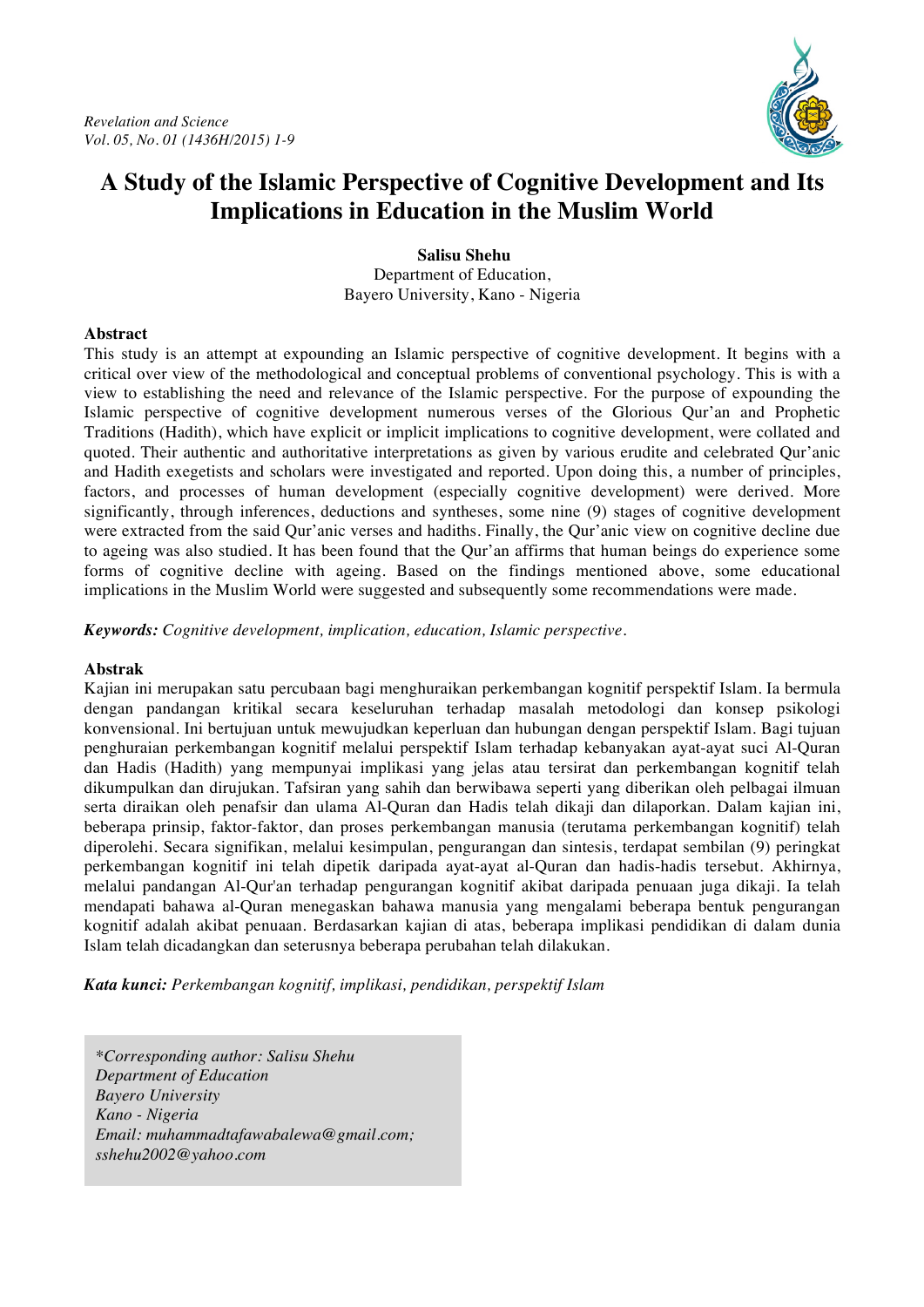# A Study of the Islamic Perspective of Cognitive Development and Its Implications in Education in the Muslim World

**Salisu Shehu**
Department of Education,
Bayero University, Kano - Nigeria

## Abstract

This study is an attempt at expounding an Islamic perspective of cognitive development. It begins with a critical over view of the methodological and conceptual problems of conventional psychology. This is with a view to establishing the need and relevance of the Islamic perspective. For the purpose of expounding the Islamic perspective of cognitive development numerous verses of the Glorious Qur'an and Prophetic Traditions (Hadith), which have explicit or implicit implications to cognitive development, were collated and quoted. Their authentic and authoritative interpretations as given by various erudite and celebrated Qur'anic and Hadith exegetists and scholars were investigated and reported. Upon doing this, a number of principles, factors, and processes of human development (especially cognitive development) were derived. More significantly, through inferences, deductions and syntheses, some nine (9) stages of cognitive development were extracted from the said Qur'anic verses and hadiths. Finally, the Qur'anic view on cognitive decline due to ageing was also studied. It has been found that the Qur'an affirms that human beings do experience some forms of cognitive decline with ageing. Based on the findings mentioned above, some educational implications in the Muslim World were suggested and subsequently some recommendations were made.

***Keywords:*** *Cognitive development, implication, education, Islamic perspective.*

## Abstrak

Kajian ini merupakan satu percubaan bagi menghuraikan perkembangan kognitif perspektif Islam. Ia bermula dengan pandangan kritikal secara keseluruhan terhadap masalah metodologi dan konsep psikologi konvensional. Ini bertujuan untuk mewujudkan keperluan dan hubungan dengan perspektif Islam. Bagi tujuan penghuraian perkembangan kognitif melalui perspektif Islam terhadap kebanyakan ayat-ayat suci Al-Quran dan Hadis (Hadith) yang mempunyai implikasi yang jelas atau tersirat dan perkembangan kognitif telah dikumpulkan dan dirujukan. Tafsiran yang sahih dan berwibawa seperti yang diberikan oleh pelbagai ilmuan serta diraikan oleh penafsir dan ulama Al-Quran dan Hadis telah dikaji dan dilaporkan. Dalam kajian ini, beberapa prinsip, faktor-faktor, dan proses perkembangan manusia (terutama perkembangan kognitif) telah diperolehi. Secara signifikan, melalui kesimpulan, pengurangan dan sintesis, terdapat sembilan (9) peringkat perkembangan kognitif ini telah dipetik daripada ayat-ayat al-Quran dan hadis-hadis tersebut. Akhirnya, melalui pandangan Al-Qur'an terhadap pengurangan kognitif akibat daripada penuaan juga dikaji. Ia telah mendapati bahawa al-Quran menegaskan bahawa manusia yang mengalami beberapa bentuk pengurangan kognitif adalah akibat penuaan. Berdasarkan kajian di atas, beberapa implikasi pendidikan di dalam dunia Islam telah dicadangkan dan seterusnya beberapa perubahan telah dilakukan.

***Kata kunci:*** *Perkembangan kognitif, implikasi, pendidikan, perspektif Islam*

*\*Corresponding author: Salisu Shehu*
*Department of Education*
*Bayero University*
*Kano - Nigeria*
*Email: muhammadtafawabalewa@gmail.com; sshehu2002@yahoo.com*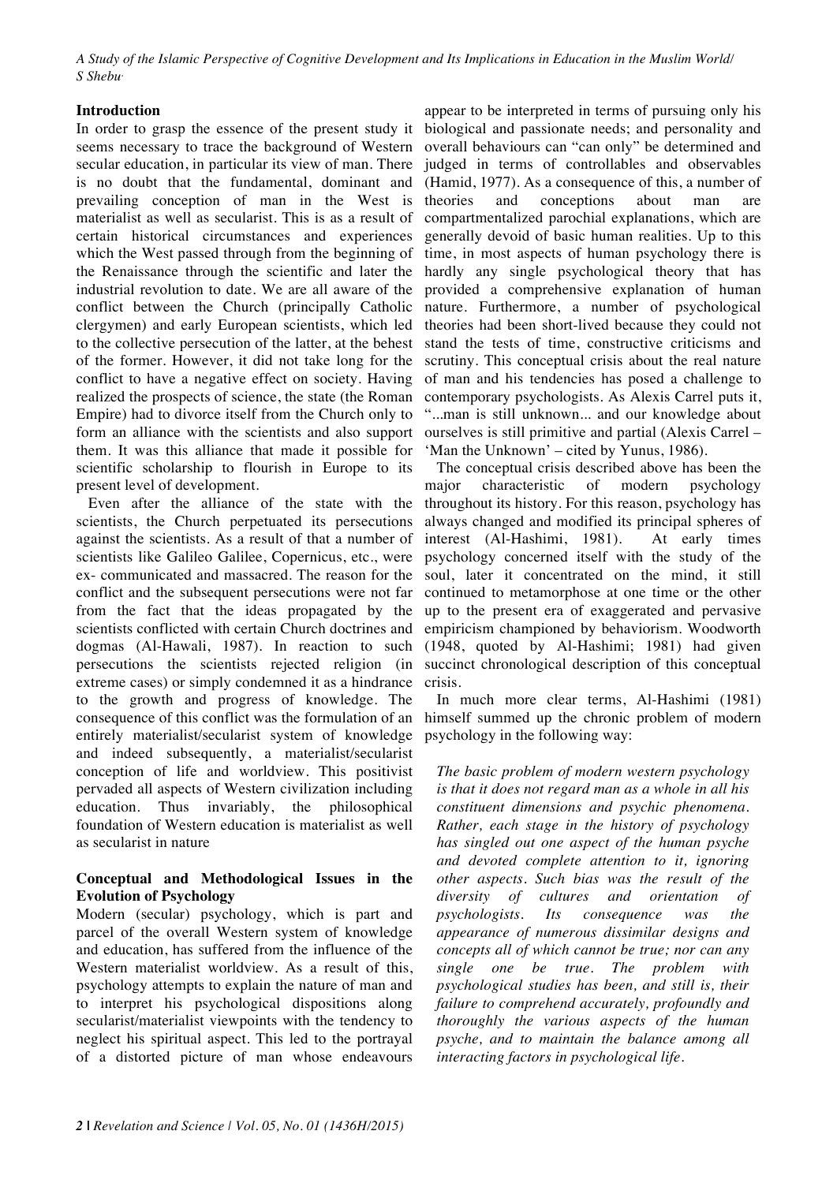## Introduction

In order to grasp the essence of the present study it seems necessary to trace the background of Western secular education, in particular its view of man. There is no doubt that the fundamental, dominant and prevailing conception of man in the West is materialist as well as secularist. This is as a result of certain historical circumstances and experiences which the West passed through from the beginning of the Renaissance through the scientific and later the industrial revolution to date. We are all aware of the conflict between the Church (principally Catholic clergymen) and early European scientists, which led to the collective persecution of the latter, at the behest of the former. However, it did not take long for the conflict to have a negative effect on society. Having realized the prospects of science, the state (the Roman Empire) had to divorce itself from the Church only to form an alliance with the scientists and also support them. It was this alliance that made it possible for scientific scholarship to flourish in Europe to its present level of development.

Even after the alliance of the state with the scientists, the Church perpetuated its persecutions against the scientists. As a result of that a number of scientists like Galileo Galilee, Copernicus, etc., were ex- communicated and massacred. The reason for the conflict and the subsequent persecutions were not far from the fact that the ideas propagated by the scientists conflicted with certain Church doctrines and dogmas (Al-Hawali, 1987). In reaction to such persecutions the scientists rejected religion (in extreme cases) or simply condemned it as a hindrance to the growth and progress of knowledge. The consequence of this conflict was the formulation of an entirely materialist/secularist system of knowledge and indeed subsequently, a materialist/secularist conception of life and worldview. This positivist pervaded all aspects of Western civilization including education. Thus invariably, the philosophical foundation of Western education is materialist as well as secularist in nature

## Conceptual and Methodological Issues in the Evolution of Psychology

Modern (secular) psychology, which is part and parcel of the overall Western system of knowledge and education, has suffered from the influence of the Western materialist worldview. As a result of this, psychology attempts to explain the nature of man and to interpret his psychological dispositions along secularist/materialist viewpoints with the tendency to neglect his spiritual aspect. This led to the portrayal of a distorted picture of man whose endeavours appear to be interpreted in terms of pursuing only his biological and passionate needs; and personality and overall behaviours can "can only" be determined and judged in terms of controllables and observables (Hamid, 1977). As a consequence of this, a number of theories and conceptions about man are compartmentalized parochial explanations, which are generally devoid of basic human realities. Up to this time, in most aspects of human psychology there is hardly any single psychological theory that has provided a comprehensive explanation of human nature. Furthermore, a number of psychological theories had been short-lived because they could not stand the tests of time, constructive criticisms and scrutiny. This conceptual crisis about the real nature of man and his tendencies has posed a challenge to contemporary psychologists. As Alexis Carrel puts it, "...man is still unknown... and our knowledge about ourselves is still primitive and partial (Alexis Carrel – 'Man the Unknown' – cited by Yunus, 1986).

The conceptual crisis described above has been the major characteristic of modern psychology throughout its history. For this reason, psychology has always changed and modified its principal spheres of interest (Al-Hashimi, 1981). At early times psychology concerned itself with the study of the soul, later it concentrated on the mind, it still continued to metamorphose at one time or the other up to the present era of exaggerated and pervasive empiricism championed by behaviorism. Woodworth (1948, quoted by Al-Hashimi; 1981) had given succinct chronological description of this conceptual crisis.

In much more clear terms, Al-Hashimi (1981) himself summed up the chronic problem of modern psychology in the following way:

> *The basic problem of modern western psychology is that it does not regard man as a whole in all his constituent dimensions and psychic phenomena. Rather, each stage in the history of psychology has singled out one aspect of the human psyche and devoted complete attention to it, ignoring other aspects. Such bias was the result of the diversity of cultures and orientation of psychologists. Its consequence was the appearance of numerous dissimilar designs and concepts all of which cannot be true; nor can any single one be true. The problem with psychological studies has been, and still is, their failure to comprehend accurately, profoundly and thoroughly the various aspects of the human psyche, and to maintain the balance among all interacting factors in psychological life.*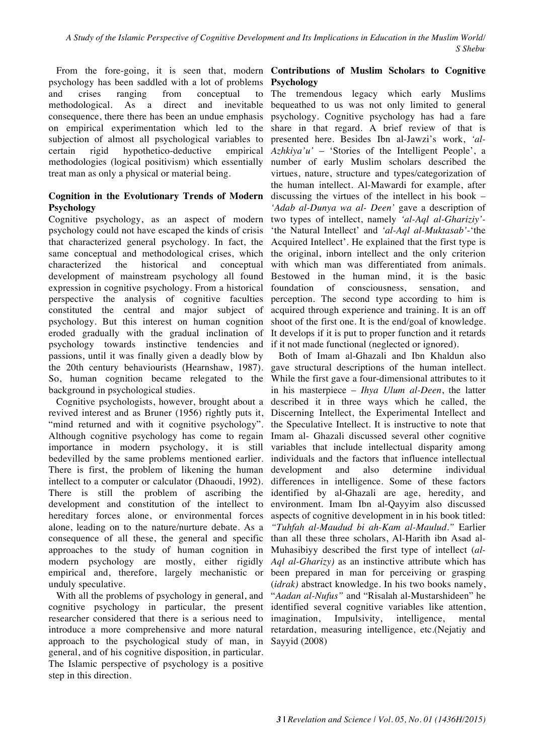From the fore-going, it is seen that, modern psychology has been saddled with a lot of problems and crises ranging from conceptual to methodological. As a direct and inevitable consequence, there there has been an undue emphasis on empirical experimentation which led to the subjection of almost all psychological variables to certain rigid hypothetico-deductive empirical methodologies (logical positivism) which essentially treat man as only a physical or material being.

## Cognition in the Evolutionary Trends of Modern Psychology

Cognitive psychology, as an aspect of modern psychology could not have escaped the kinds of crisis that characterized general psychology. In fact, the same conceptual and methodological crises, which characterized the historical and conceptual development of mainstream psychology all found expression in cognitive psychology. From a historical perspective the analysis of cognitive faculties constituted the central and major subject of psychology. But this interest on human cognition eroded gradually with the gradual inclination of psychology towards instinctive tendencies and passions, until it was finally given a deadly blow by the 20th century behaviourists (Hearnshaw, 1987). So, human cognition became relegated to the background in psychological studies.

Cognitive psychologists, however, brought about a revived interest and as Bruner (1956) rightly puts it, "mind returned and with it cognitive psychology". Although cognitive psychology has come to regain importance in modern psychology, it is still bedevilled by the same problems mentioned earlier. There is first, the problem of likening the human intellect to a computer or calculator (Dhaoudi, 1992). There is still the problem of ascribing the development and constitution of the intellect to hereditary forces alone, or environmental forces alone, leading on to the nature/nurture debate. As a consequence of all these, the general and specific approaches to the study of human cognition in modern psychology are mostly, either rigidly empirical and, therefore, largely mechanistic or unduly speculative.

With all the problems of psychology in general, and cognitive psychology in particular, the present researcher considered that there is a serious need to introduce a more comprehensive and more natural approach to the psychological study of man, in general, and of his cognitive disposition, in particular. The Islamic perspective of psychology is a positive step in this direction.

## Contributions of Muslim Scholars to Cognitive Psychology

The tremendous legacy which early Muslims bequeathed to us was not only limited to general psychology. Cognitive psychology has had a fare share in that regard. A brief review of that is presented here. Besides Ibn al-Jawzi's work, *'al-Azhkiya'u'* – 'Stories of the Intelligent People', a number of early Muslim scholars described the virtues, nature, structure and types/categorization of the human intellect. Al-Mawardi for example, after discussing the virtues of the intellect in his book – *'Adab al-Dunya wa al- Deen'* gave a description of two types of intellect, namely *'al-Aql al-Ghariziy'*- 'the Natural Intellect' and *'al-Aql al-Muktasab'*-'the Acquired Intellect'. He explained that the first type is the original, inborn intellect and the only criterion with which man was differentiated from animals. Bestowed in the human mind, it is the basic foundation of consciousness, sensation, and perception. The second type according to him is acquired through experience and training. It is an off shoot of the first one. It is the end/goal of knowledge. It develops if it is put to proper function and it retards if it not made functional (neglected or ignored).

Both of Imam al-Ghazali and Ibn Khaldun also gave structural descriptions of the human intellect. While the first gave a four-dimensional attributes to it in his masterpiece – *Ihya Ulum al-Deen*, the latter described it in three ways which he called, the Discerning Intellect, the Experimental Intellect and the Speculative Intellect. It is instructive to note that Imam al- Ghazali discussed several other cognitive variables that include intellectual disparity among individuals and the factors that influence intellectual development and also determine individual differences in intelligence. Some of these factors identified by al-Ghazali are age, heredity, and environment. Imam Ibn al-Qayyim also discussed aspects of cognitive development in in his book titled: *"Tuhfah al-Maudud bi ah-Kam al-Maulud."* Earlier than all these three scholars, Al-Harith ibn Asad al-Muhasibiyy described the first type of intellect (*al-Aql al-Gharizy)* as an instinctive attribute which has been prepared in man for perceiving or grasping (*idrak)* abstract knowledge. In his two books namely, "*Aadan al-Nufus"* and "Risalah al-Mustarshideen" he identified several cognitive variables like attention, imagination, Impulsivity, intelligence, mental retardation, measuring intelligence, etc.(Nejatiy and Sayyid (2008)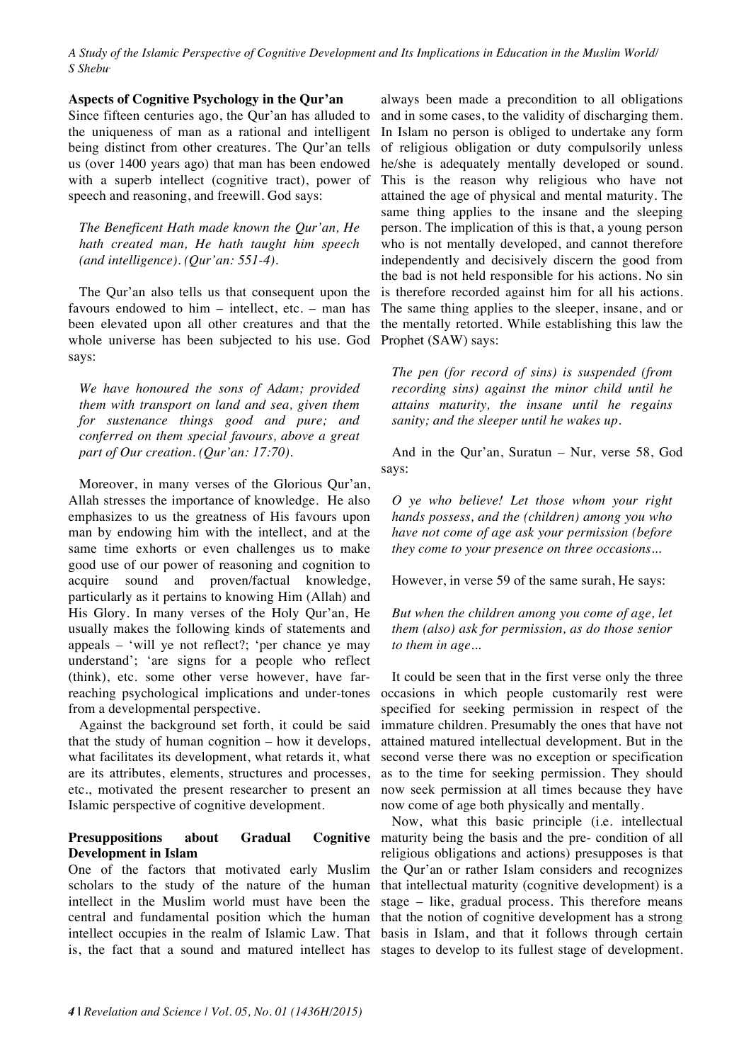## Aspects of Cognitive Psychology in the Qur'an

Since fifteen centuries ago, the Qur'an has alluded to the uniqueness of man as a rational and intelligent being distinct from other creatures. The Qur'an tells us (over 1400 years ago) that man has been endowed with a superb intellect (cognitive tract), power of speech and reasoning, and freewill. God says:

> *The Beneficent Hath made known the Qur'an, He hath created man, He hath taught him speech (and intelligence). (Qur'an: 551-4).*

The Qur'an also tells us that consequent upon the favours endowed to him – intellect, etc. – man has been elevated upon all other creatures and that the whole universe has been subjected to his use. God says:

> *We have honoured the sons of Adam; provided them with transport on land and sea, given them for sustenance things good and pure; and conferred on them special favours, above a great part of Our creation. (Qur'an: 17:70).*

Moreover, in many verses of the Glorious Qur'an, Allah stresses the importance of knowledge. He also emphasizes to us the greatness of His favours upon man by endowing him with the intellect, and at the same time exhorts or even challenges us to make good use of our power of reasoning and cognition to acquire sound and proven/factual knowledge, particularly as it pertains to knowing Him (Allah) and His Glory. In many verses of the Holy Qur'an, He usually makes the following kinds of statements and appeals – 'will ye not reflect?; 'per chance ye may understand'; 'are signs for a people who reflect (think), etc. some other verse however, have far-reaching psychological implications and under-tones from a developmental perspective.

Against the background set forth, it could be said that the study of human cognition – how it develops, what facilitates its development, what retards it, what are its attributes, elements, structures and processes, etc., motivated the present researcher to present an Islamic perspective of cognitive development.

## Presuppositions about Gradual Cognitive Development in Islam

One of the factors that motivated early Muslim scholars to the study of the nature of the human intellect in the Muslim world must have been the central and fundamental position which the human intellect occupies in the realm of Islamic Law. That is, the fact that a sound and matured intellect has always been made a precondition to all obligations and in some cases, to the validity of discharging them. In Islam no person is obliged to undertake any form of religious obligation or duty compulsorily unless he/she is adequately mentally developed or sound. This is the reason why religious who have not attained the age of physical and mental maturity. The same thing applies to the insane and the sleeping person. The implication of this is that, a young person who is not mentally developed, and cannot therefore independently and decisively discern the good from the bad is not held responsible for his actions. No sin is therefore recorded against him for all his actions. The same thing applies to the sleeper, insane, and or the mentally retorted. While establishing this law the Prophet (SAW) says:

> *The pen (for record of sins) is suspended (from recording sins) against the minor child until he attains maturity, the insane until he regains sanity; and the sleeper until he wakes up.*

And in the Qur'an, Suratun – Nur, verse 58, God says:

> *O ye who believe! Let those whom your right hands possess, and the (children) among you who have not come of age ask your permission (before they come to your presence on three occasions…*

However, in verse 59 of the same surah, He says:

> *But when the children among you come of age, let them (also) ask for permission, as do those senior to them in age…*

It could be seen that in the first verse only the three occasions in which people customarily rest were specified for seeking permission in respect of the immature children. Presumably the ones that have not attained matured intellectual development. But in the second verse there was no exception or specification as to the time for seeking permission. They should now seek permission at all times because they have now come of age both physically and mentally.

Now, what this basic principle (i.e. intellectual maturity being the basis and the pre- condition of all religious obligations and actions) presupposes is that the Qur'an or rather Islam considers and recognizes that intellectual maturity (cognitive development) is a stage – like, gradual process. This therefore means that the notion of cognitive development has a strong basis in Islam, and that it follows through certain stages to develop to its fullest stage of development.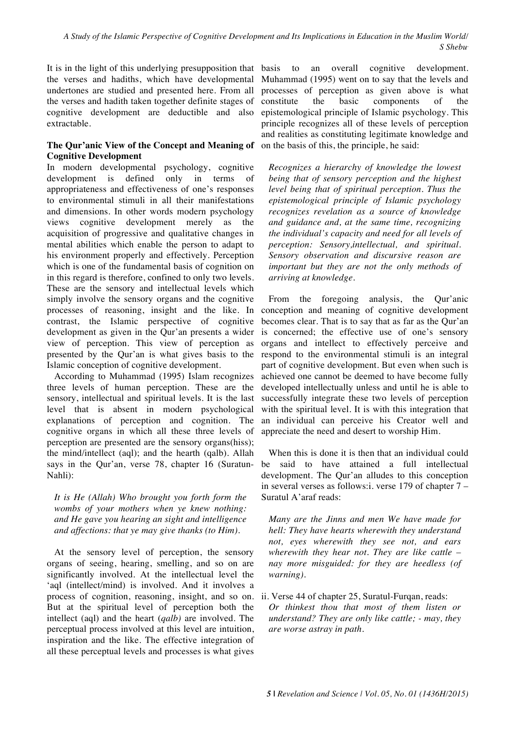It is in the light of this underlying presupposition that the verses and hadiths, which have developmental undertones are studied and presented here. From all the verses and hadith taken together definite stages of cognitive development are deductible and also extractable.

### The Qur'anic View of the Concept and Meaning of Cognitive Development

In modern developmental psychology, cognitive development is defined only in terms of appropriateness and effectiveness of one's responses to environmental stimuli in all their manifestations and dimensions. In other words modern psychology views cognitive development merely as the acquisition of progressive and qualitative changes in mental abilities which enable the person to adapt to his environment properly and effectively. Perception which is one of the fundamental basis of cognition on in this regard is therefore, confined to only two levels. These are the sensory and intellectual levels which simply involve the sensory organs and the cognitive processes of reasoning, insight and the like. In contrast, the Islamic perspective of cognitive development as given in the Qur'an presents a wider view of perception. This view of perception as presented by the Qur'an is what gives basis to the Islamic conception of cognitive development.

According to Muhammad (1995) Islam recognizes three levels of human perception. These are the sensory, intellectual and spiritual levels. It is the last level that is absent in modern psychological explanations of perception and cognition. The cognitive organs in which all these three levels of perception are presented are the sensory organs(hiss); the mind/intellect (aql); and the hearth (qalb). Allah says in the Qur'an, verse 78, chapter 16 (Suratun-Nahli):

> *It is He (Allah) Who brought you forth form the wombs of your mothers when ye knew nothing: and He gave you hearing an sight and intelligence and affections: that ye may give thanks (to Him).*

At the sensory level of perception, the sensory organs of seeing, hearing, smelling, and so on are significantly involved. At the intellectual level the 'aql (intellect/mind) is involved. And it involves a process of cognition, reasoning, insight, and so on. But at the spiritual level of perception both the intellect (aql) and the heart (*qalb)* are involved. The perceptual process involved at this level are intuition, inspiration and the like. The effective integration of all these perceptual levels and processes is what gives basis to an overall cognitive development. Muhammad (1995) went on to say that the levels and processes of perception as given above is what constitute the basic components of the epistemological principle of Islamic psychology. This principle recognizes all of these levels of perception and realities as constituting legitimate knowledge and on the basis of this, the principle, he said:

> *Recognizes a hierarchy of knowledge the lowest being that of sensory perception and the highest level being that of spiritual perception. Thus the epistemological principle of Islamic psychology recognizes revelation as a source of knowledge and guidance and, at the same time, recognizing the individual's capacity and need for all levels of perception: Sensory,intellectual, and spiritual. Sensory observation and discursive reason are important but they are not the only methods of arriving at knowledge.*

From the foregoing analysis, the Qur'anic conception and meaning of cognitive development becomes clear. That is to say that as far as the Qur'an is concerned; the effective use of one's sensory organs and intellect to effectively perceive and respond to the environmental stimuli is an integral part of cognitive development. But even when such is achieved one cannot be deemed to have become fully developed intellectually unless and until he is able to successfully integrate these two levels of perception with the spiritual level. It is with this integration that an individual can perceive his Creator well and appreciate the need and desert to worship Him.

When this is done it is then that an individual could be said to have attained a full intellectual development. The Qur'an alludes to this conception in several verses as follows:i. verse 179 of chapter 7 – Suratul A'araf reads:

> *Many are the Jinns and men We have made for hell: They have hearts wherewith they understand not, eyes wherewith they see not, and ears wherewith they hear not. They are like cattle – nay more misguided: for they are heedless (of warning).*

ii. Verse 44 of chapter 25, Suratul-Furqan, reads:

> *Or thinkest thou that most of them listen or understand? They are only like cattle; - may, they are worse astray in path.*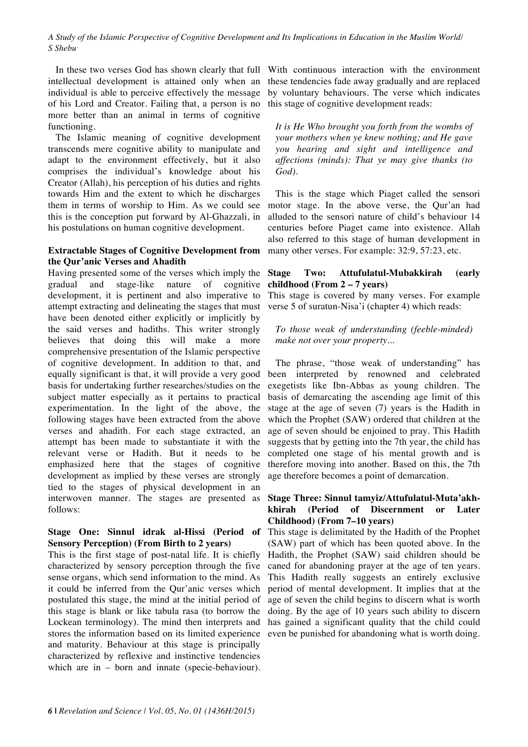In these two verses God has shown clearly that full intellectual development is attained only when an individual is able to perceive effectively the message of his Lord and Creator. Failing that, a person is no more better than an animal in terms of cognitive functioning.

The Islamic meaning of cognitive development transcends mere cognitive ability to manipulate and adapt to the environment effectively, but it also comprises the individual's knowledge about his Creator (Allah), his perception of his duties and rights towards Him and the extent to which he discharges them in terms of worship to Him. As we could see this is the conception put forward by Al-Ghazzali, in his postulations on human cognitive development.

**Extractable Stages of Cognitive Development from the Qur'anic Verses and Ahadith**

Having presented some of the verses which imply the gradual and stage-like nature of cognitive development, it is pertinent and also imperative to attempt extracting and delineating the stages that must have been denoted either explicitly or implicitly by the said verses and hadiths. This writer strongly believes that doing this will make a more comprehensive presentation of the Islamic perspective of cognitive development. In addition to that, and equally significant is that, it will provide a very good basis for undertaking further researches/studies on the subject matter especially as it pertains to practical experimentation. In the light of the above, the following stages have been extracted from the above verses and ahadith. For each stage extracted, an attempt has been made to substantiate it with the relevant verse or Hadith. But it needs to be emphasized here that the stages of cognitive development as implied by these verses are strongly tied to the stages of physical development in an interwoven manner. The stages are presented as follows:

**Stage One: Sinnul idrak al-Hissi (Period of Sensory Perception) (From Birth to 2 years)**

This is the first stage of post-natal life. It is chiefly characterized by sensory perception through the five sense organs, which send information to the mind. As it could be inferred from the Qur'anic verses which postulated this stage, the mind at the initial period of this stage is blank or like tabula rasa (to borrow the Lockean terminology). The mind then interprets and stores the information based on its limited experience and maturity. Behaviour at this stage is principally characterized by reflexive and instinctive tendencies which are in – born and innate (specie-behaviour). With continuous interaction with the environment these tendencies fade away gradually and are replaced by voluntary behaviours. The verse which indicates this stage of cognitive development reads:

> *It is He Who brought you forth from the wombs of your mothers when ye knew nothing; and He gave you hearing and sight and intelligence and affections (minds): That ye may give thanks (to God).*

This is the stage which Piaget called the sensori motor stage. In the above verse, the Qur'an had alluded to the sensori nature of child's behaviour 14 centuries before Piaget came into existence. Allah also referred to this stage of human development in many other verses. For example: 32:9, 57:23, etc.

**Stage Two: Attufulatul-Mubakkirah (early childhood (From 2 – 7 years)**

This stage is covered by many verses. For example verse 5 of suratun-Nisa'i (chapter 4) which reads:

> *To those weak of understanding (feeble-minded) make not over your property…*

The phrase, "those weak of understanding" has been interpreted by renowned and celebrated exegetists like Ibn-Abbas as young children. The basis of demarcating the ascending age limit of this stage at the age of seven (7) years is the Hadith in which the Prophet (SAW) ordered that children at the age of seven should be enjoined to pray. This Hadith suggests that by getting into the 7th year, the child has completed one stage of his mental growth and is therefore moving into another. Based on this, the 7th age therefore becomes a point of demarcation.

**Stage Three: Sinnul tamyiz/Attufulatul-Muta'akh-khirah (Period of Discernment or Later Childhood) (From 7–10 years)**

This stage is delimitated by the Hadith of the Prophet (SAW) part of which has been quoted above. In the Hadith, the Prophet (SAW) said children should be caned for abandoning prayer at the age of ten years. This Hadith really suggests an entirely exclusive period of mental development. It implies that at the age of seven the child begins to discern what is worth doing. By the age of 10 years such ability to discern has gained a significant quality that the child could even be punished for abandoning what is worth doing.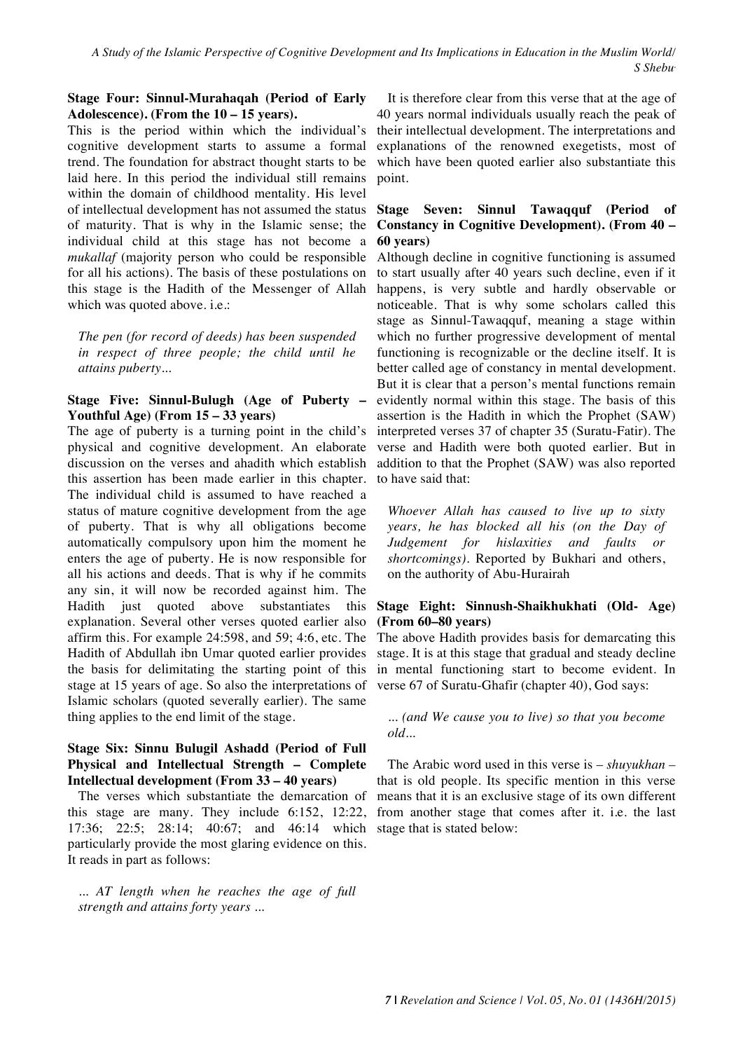**Stage Four: Sinnul-Murahaqah (Period of Early Adolescence). (From the 10 – 15 years).**

This is the period within which the individual's cognitive development starts to assume a formal trend. The foundation for abstract thought starts to be laid here. In this period the individual still remains within the domain of childhood mentality. His level of intellectual development has not assumed the status of maturity. That is why in the Islamic sense; the individual child at this stage has not become a *mukallaf* (majority person who could be responsible for all his actions). The basis of these postulations on this stage is the Hadith of the Messenger of Allah which was quoted above. i.e.:

> *The pen (for record of deeds) has been suspended in respect of three people; the child until he attains puberty...*

**Stage Five: Sinnul-Bulugh (Age of Puberty – Youthful Age) (From 15 – 33 years)**

The age of puberty is a turning point in the child's physical and cognitive development. An elaborate discussion on the verses and ahadith which establish this assertion has been made earlier in this chapter. The individual child is assumed to have reached a status of mature cognitive development from the age of puberty. That is why all obligations become automatically compulsory upon him the moment he enters the age of puberty. He is now responsible for all his actions and deeds. That is why if he commits any sin, it will now be recorded against him. The Hadith just quoted above substantiates this explanation. Several other verses quoted earlier also affirm this. For example 24:598, and 59; 4:6, etc. The Hadith of Abdullah ibn Umar quoted earlier provides the basis for delimitating the starting point of this stage at 15 years of age. So also the interpretations of Islamic scholars (quoted severally earlier). The same thing applies to the end limit of the stage.

**Stage Six: Sinnu Bulugil Ashadd (Period of Full Physical and Intellectual Strength – Complete Intellectual development (From 33 – 40 years)**

The verses which substantiate the demarcation of this stage are many. They include 6:152, 12:22, 17:36; 22:5; 28:14; 40:67; and 46:14 which particularly provide the most glaring evidence on this. It reads in part as follows:

> *... AT length when he reaches the age of full strength and attains forty years ...*

It is therefore clear from this verse that at the age of 40 years normal individuals usually reach the peak of their intellectual development. The interpretations and explanations of the renowned exegetists, most of which have been quoted earlier also substantiate this point.

**Stage Seven: Sinnul Tawaqquf (Period of Constancy in Cognitive Development). (From 40 – 60 years)**

Although decline in cognitive functioning is assumed to start usually after 40 years such decline, even if it happens, is very subtle and hardly observable or noticeable. That is why some scholars called this stage as Sinnul-Tawaqquf, meaning a stage within which no further progressive development of mental functioning is recognizable or the decline itself. It is better called age of constancy in mental development. But it is clear that a person's mental functions remain evidently normal within this stage. The basis of this assertion is the Hadith in which the Prophet (SAW) interpreted verses 37 of chapter 35 (Suratu-Fatir). The verse and Hadith were both quoted earlier. But in addition to that the Prophet (SAW) was also reported to have said that:

> *Whoever Allah has caused to live up to sixty years, he has blocked all his (on the Day of Judgement for hislaxities and faults or shortcomings).* Reported by Bukhari and others, on the authority of Abu-Hurairah

**Stage Eight: Sinnush-Shaikhukhati (Old- Age) (From 60–80 years)**

The above Hadith provides basis for demarcating this stage. It is at this stage that gradual and steady decline in mental functioning start to become evident. In verse 67 of Suratu-Ghafir (chapter 40), God says:

> *... (and We cause you to live) so that you become old...*

The Arabic word used in this verse is – *shuyukhan* – that is old people. Its specific mention in this verse means that it is an exclusive stage of its own different from another stage that comes after it. i.e. the last stage that is stated below: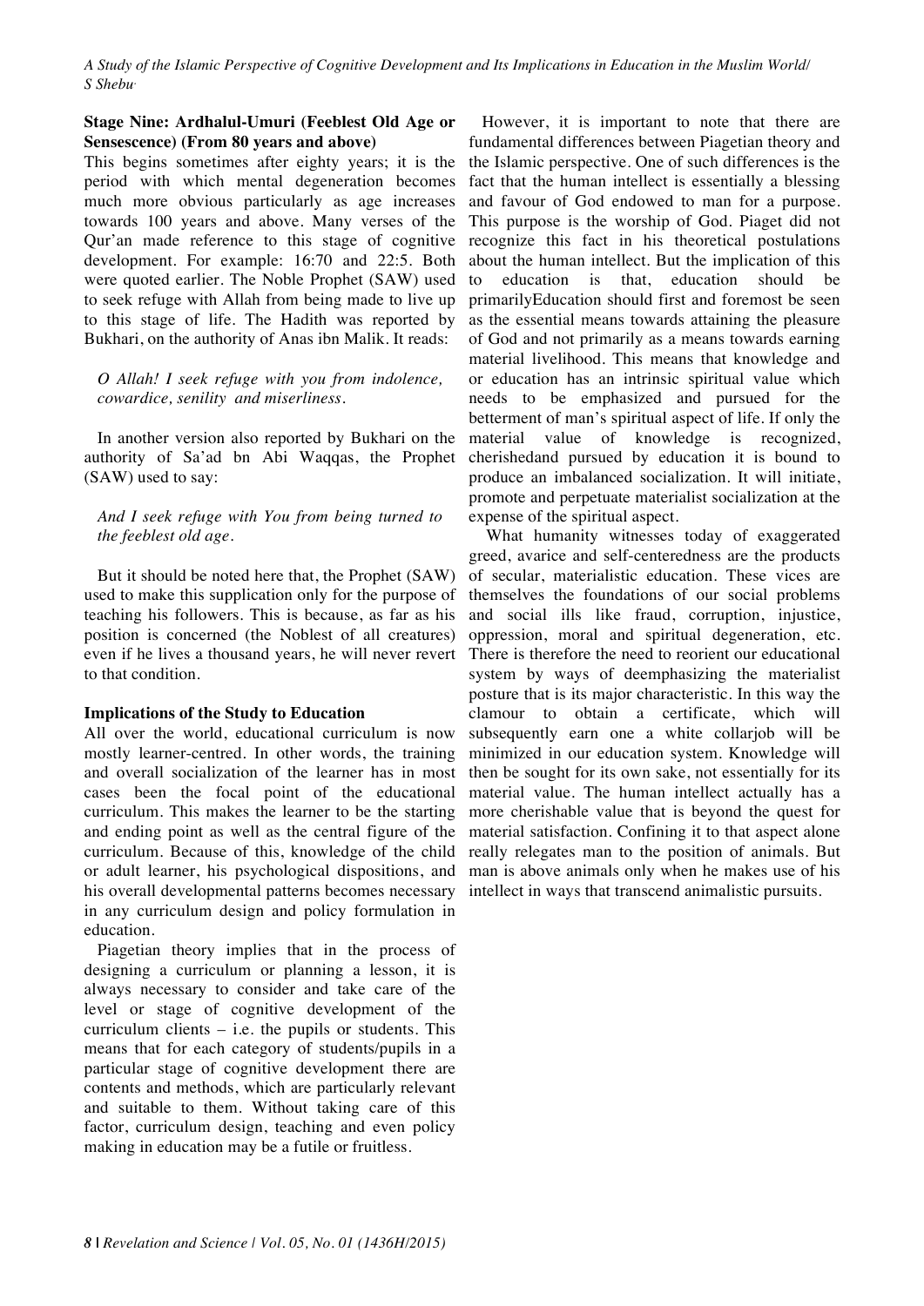**Stage Nine: Ardhalul-Umuri (Feeblest Old Age or Sensescence) (From 80 years and above)**

This begins sometimes after eighty years; it is the period with which mental degeneration becomes much more obvious particularly as age increases towards 100 years and above. Many verses of the Qur'an made reference to this stage of cognitive development. For example: 16:70 and 22:5. Both were quoted earlier. The Noble Prophet (SAW) used to seek refuge with Allah from being made to live up to this stage of life. The Hadith was reported by Bukhari, on the authority of Anas ibn Malik. It reads:

*O Allah! I seek refuge with you from indolence, cowardice, senility and miserliness.*

In another version also reported by Bukhari on the authority of Sa'ad bn Abi Waqqas, the Prophet (SAW) used to say:

*And I seek refuge with You from being turned to the feeblest old age.*

But it should be noted here that, the Prophet (SAW) used to make this supplication only for the purpose of teaching his followers. This is because, as far as his position is concerned (the Noblest of all creatures) even if he lives a thousand years, he will never revert to that condition.

**Implications of the Study to Education**

All over the world, educational curriculum is now mostly learner-centred. In other words, the training and overall socialization of the learner has in most cases been the focal point of the educational curriculum. This makes the learner to be the starting and ending point as well as the central figure of the curriculum. Because of this, knowledge of the child or adult learner, his psychological dispositions, and his overall developmental patterns becomes necessary in any curriculum design and policy formulation in education.

Piagetian theory implies that in the process of designing a curriculum or planning a lesson, it is always necessary to consider and take care of the level or stage of cognitive development of the curriculum clients – i.e. the pupils or students. This means that for each category of students/pupils in a particular stage of cognitive development there are contents and methods, which are particularly relevant and suitable to them. Without taking care of this factor, curriculum design, teaching and even policy making in education may be a futile or fruitless.

However, it is important to note that there are fundamental differences between Piagetian theory and the Islamic perspective. One of such differences is the fact that the human intellect is essentially a blessing and favour of God endowed to man for a purpose. This purpose is the worship of God. Piaget did not recognize this fact in his theoretical postulations about the human intellect. But the implication of this to education is that, education should be primarilyEducation should first and foremost be seen as the essential means towards attaining the pleasure of God and not primarily as a means towards earning material livelihood. This means that knowledge and or education has an intrinsic spiritual value which needs to be emphasized and pursued for the betterment of man's spiritual aspect of life. If only the material value of knowledge is recognized, cherishedand pursued by education it is bound to produce an imbalanced socialization. It will initiate, promote and perpetuate materialist socialization at the expense of the spiritual aspect.

What humanity witnesses today of exaggerated greed, avarice and self-centeredness are the products of secular, materialistic education. These vices are themselves the foundations of our social problems and social ills like fraud, corruption, injustice, oppression, moral and spiritual degeneration, etc. There is therefore the need to reorient our educational system by ways of deemphasizing the materialist posture that is its major characteristic. In this way the clamour to obtain a certificate, which will subsequently earn one a white collarjob will be minimized in our education system. Knowledge will then be sought for its own sake, not essentially for its material value. The human intellect actually has a more cherishable value that is beyond the quest for material satisfaction. Confining it to that aspect alone really relegates man to the position of animals. But man is above animals only when he makes use of his intellect in ways that transcend animalistic pursuits.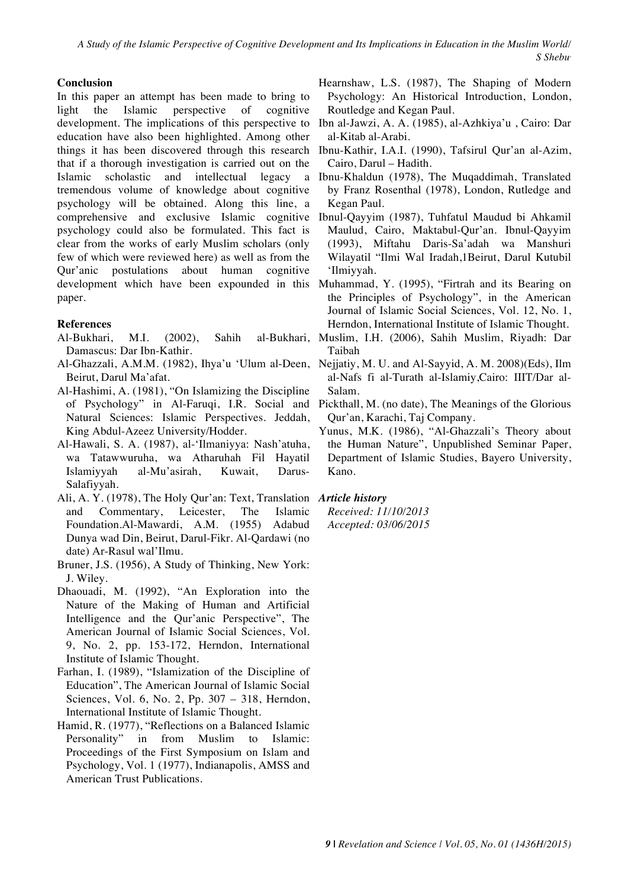## Conclusion

In this paper an attempt has been made to bring to light the Islamic perspective of cognitive development. The implications of this perspective to education have also been highlighted. Among other things it has been discovered through this research that if a thorough investigation is carried out on the Islamic scholastic and intellectual legacy a tremendous volume of knowledge about cognitive psychology will be obtained. Along this line, a comprehensive and exclusive Islamic cognitive psychology could also be formulated. This fact is clear from the works of early Muslim scholars (only few of which were reviewed here) as well as from the Qur'anic postulations about human cognitive development which have been expounded in this paper.

## References

Al-Bukhari, M.I. (2002), Sahih al-Bukhari, Damascus: Dar Ibn-Kathir.

Al-Ghazzali, A.M.M. (1982), Ihya'u 'Ulum al-Deen, Beirut, Darul Ma'afat.

Al-Hashimi, A. (1981), "On Islamizing the Discipline of Psychology" in Al-Faruqi, I.R. Social and Natural Sciences: Islamic Perspectives. Jeddah, King Abdul-Azeez University/Hodder.

Al-Hawali, S. A. (1987), al-'Ilmaniyya: Nash'atuha, wa Tatawwuruha, wa Atharuhah Fil Hayatil Islamiyyah al-Mu'asirah, Kuwait, Darus-Salafiyyah.

Ali, A. Y. (1978), The Holy Qur'an: Text, Translation and Commentary, Leicester, The Islamic Foundation.Al-Mawardi, A.M. (1955) Adabud Dunya wad Din, Beirut, Darul-Fikr. Al-Qardawi (no date) Ar-Rasul wal'Ilmu.

Bruner, J.S. (1956), A Study of Thinking, New York: J. Wiley.

Dhaouadi, M. (1992), "An Exploration into the Nature of the Making of Human and Artificial Intelligence and the Qur'anic Perspective", The American Journal of Islamic Social Sciences, Vol. 9, No. 2, pp. 153-172, Herndon, International Institute of Islamic Thought.

Farhan, I. (1989), "Islamization of the Discipline of Education", The American Journal of Islamic Social Sciences, Vol. 6, No. 2, Pp. 307 – 318, Herndon, International Institute of Islamic Thought.

Hamid, R. (1977), "Reflections on a Balanced Islamic Personality" in from Muslim to Islamic: Proceedings of the First Symposium on Islam and Psychology, Vol. 1 (1977), Indianapolis, AMSS and American Trust Publications.

Hearnshaw, L.S. (1987), The Shaping of Modern Psychology: An Historical Introduction, London, Routledge and Kegan Paul.

Ibn al-Jawzi, A. A. (1985), al-Azhkiya'u , Cairo: Dar al-Kitab al-Arabi.

Ibnu-Kathir, I.A.I. (1990), Tafsirul Qur'an al-Azim, Cairo, Darul – Hadith.

Ibnu-Khaldun (1978), The Muqaddimah, Translated by Franz Rosenthal (1978), London, Rutledge and Kegan Paul.

Ibnul-Qayyim (1987), Tuhfatul Maudud bi Ahkamil Maulud, Cairo, Maktabul-Qur'an. Ibnul-Qayyim (1993), Miftahu Daris-Sa'adah wa Manshuri Wilayatil "Ilmi Wal Iradah,1Beirut, Darul Kutubil 'Ilmiyyah.

Muhammad, Y. (1995), "Firtrah and its Bearing on the Principles of Psychology", in the American Journal of Islamic Social Sciences, Vol. 12, No. 1, Herndon, International Institute of Islamic Thought.

Muslim, I.H. (2006), Sahih Muslim, Riyadh: Dar Taibah

Nejjatiy, M. U. and Al-Sayyid, A. M. 2008)(Eds), Ilm al-Nafs fi al-Turath al-Islamiy,Cairo: IIIT/Dar al-Salam.

Pickthall, M. (no date), The Meanings of the Glorious Qur'an, Karachi, Taj Company.

Yunus, M.K. (1986), "Al-Ghazzali's Theory about the Human Nature", Unpublished Seminar Paper, Department of Islamic Studies, Bayero University, Kano.

***Article history***

*Received: 11/10/2013*
*Accepted: 03/06/2015*